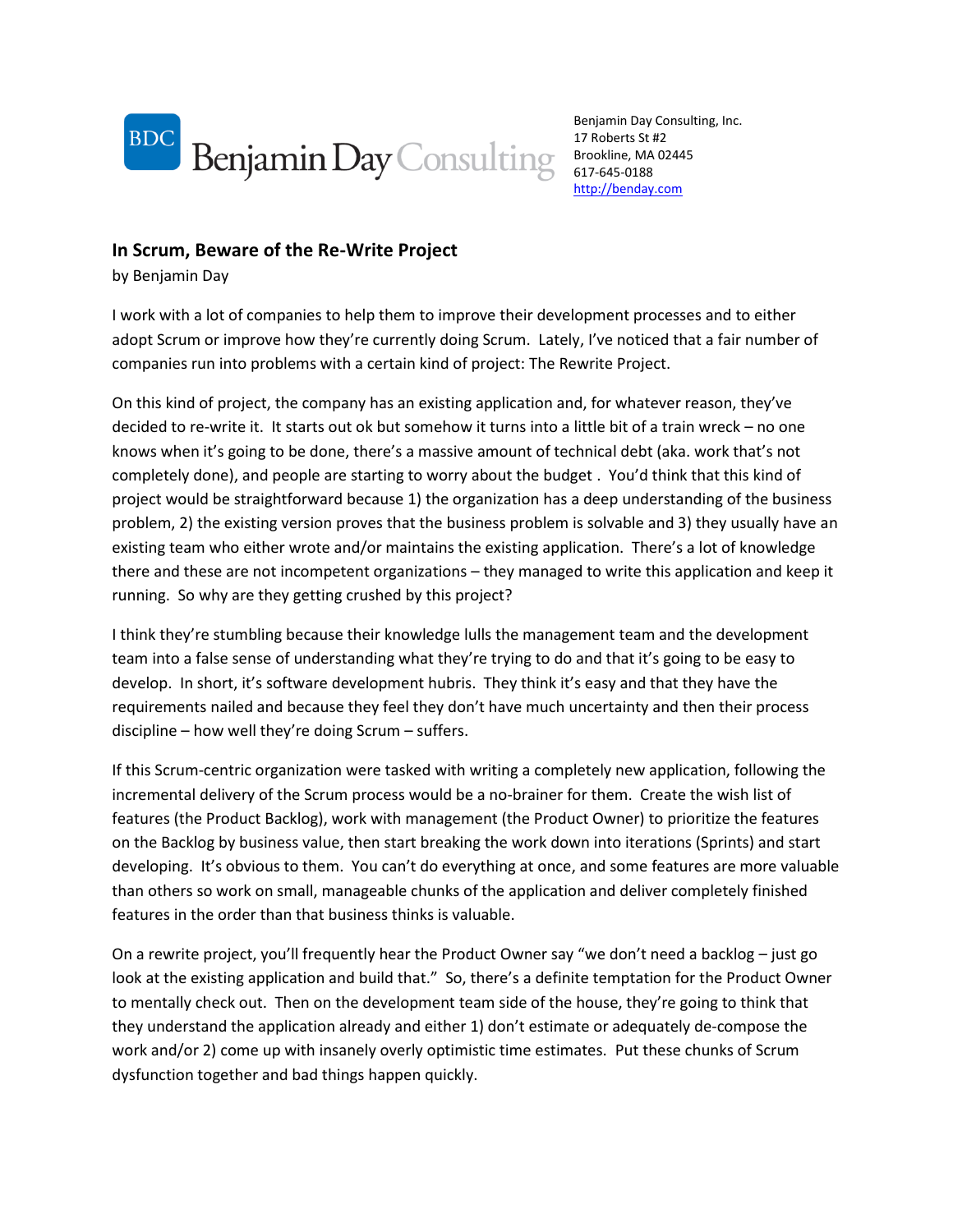Benjamin Day Consulting

Benjamin Day Consulting, Inc.
17 Roberts St #2
Brookline, MA 02445
617-645-0188
http://benday.com

## In Scrum, Beware of the Re-Write Project

by Benjamin Day

I work with a lot of companies to help them to improve their development processes and to either adopt Scrum or improve how they're currently doing Scrum. Lately, I've noticed that a fair number of companies run into problems with a certain kind of project: The Rewrite Project.

On this kind of project, the company has an existing application and, for whatever reason, they've decided to re-write it. It starts out ok but somehow it turns into a little bit of a train wreck – no one knows when it's going to be done, there's a massive amount of technical debt (aka. work that's not completely done), and people are starting to worry about the budget . You'd think that this kind of project would be straightforward because 1) the organization has a deep understanding of the business problem, 2) the existing version proves that the business problem is solvable and 3) they usually have an existing team who either wrote and/or maintains the existing application. There's a lot of knowledge there and these are not incompetent organizations – they managed to write this application and keep it running. So why are they getting crushed by this project?

I think they're stumbling because their knowledge lulls the management team and the development team into a false sense of understanding what they're trying to do and that it's going to be easy to develop. In short, it's software development hubris. They think it's easy and that they have the requirements nailed and because they feel they don't have much uncertainty and then their process discipline – how well they're doing Scrum – suffers.

If this Scrum-centric organization were tasked with writing a completely new application, following the incremental delivery of the Scrum process would be a no-brainer for them. Create the wish list of features (the Product Backlog), work with management (the Product Owner) to prioritize the features on the Backlog by business value, then start breaking the work down into iterations (Sprints) and start developing. It's obvious to them. You can't do everything at once, and some features are more valuable than others so work on small, manageable chunks of the application and deliver completely finished features in the order than that business thinks is valuable.

On a rewrite project, you'll frequently hear the Product Owner say "we don't need a backlog – just go look at the existing application and build that." So, there's a definite temptation for the Product Owner to mentally check out. Then on the development team side of the house, they're going to think that they understand the application already and either 1) don't estimate or adequately de-compose the work and/or 2) come up with insanely overly optimistic time estimates. Put these chunks of Scrum dysfunction together and bad things happen quickly.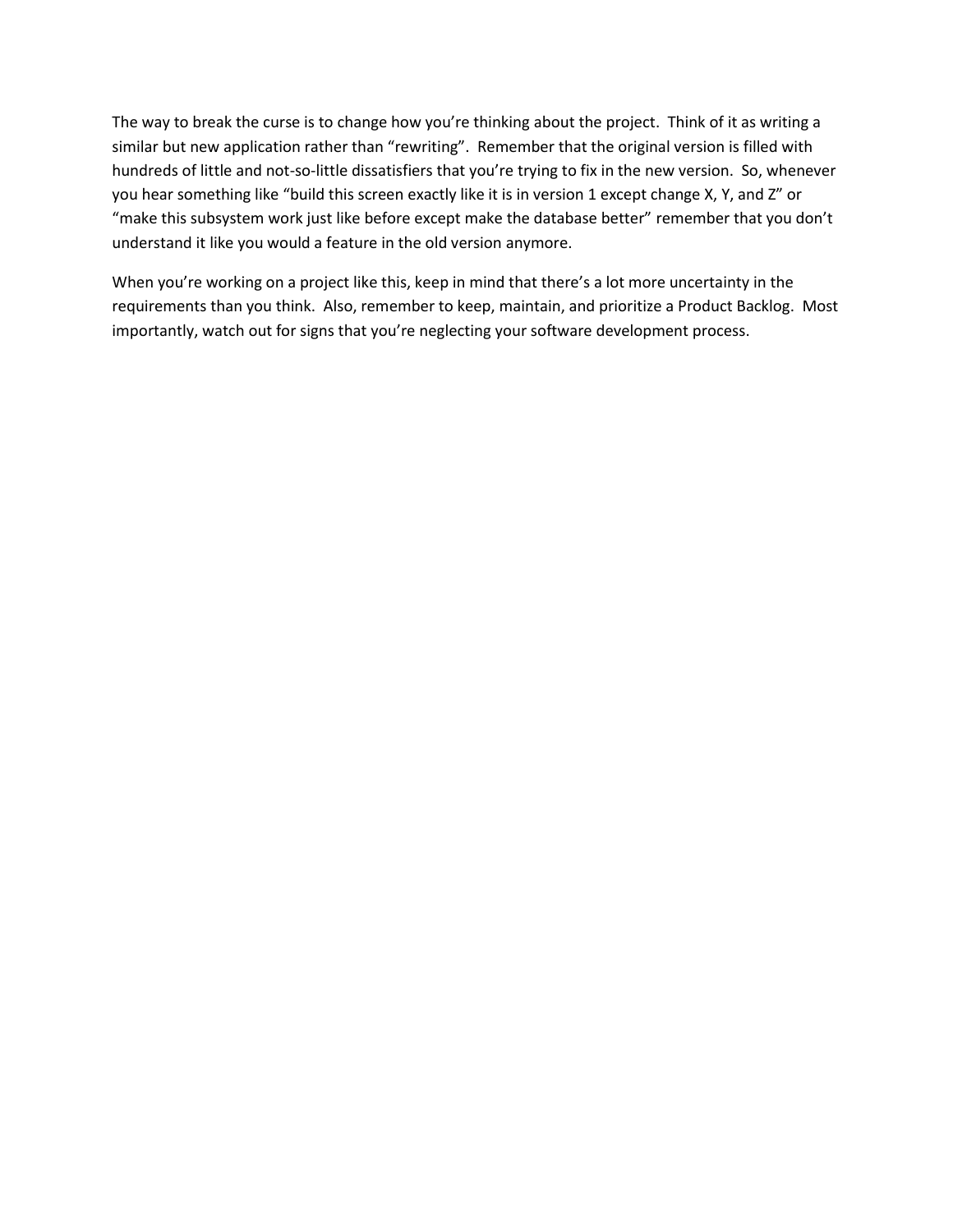The way to break the curse is to change how you're thinking about the project. Think of it as writing a similar but new application rather than "rewriting". Remember that the original version is filled with hundreds of little and not-so-little dissatisfiers that you're trying to fix in the new version. So, whenever you hear something like "build this screen exactly like it is in version 1 except change X, Y, and Z" or "make this subsystem work just like before except make the database better" remember that you don't understand it like you would a feature in the old version anymore.

When you're working on a project like this, keep in mind that there's a lot more uncertainty in the requirements than you think. Also, remember to keep, maintain, and prioritize a Product Backlog. Most importantly, watch out for signs that you're neglecting your software development process.